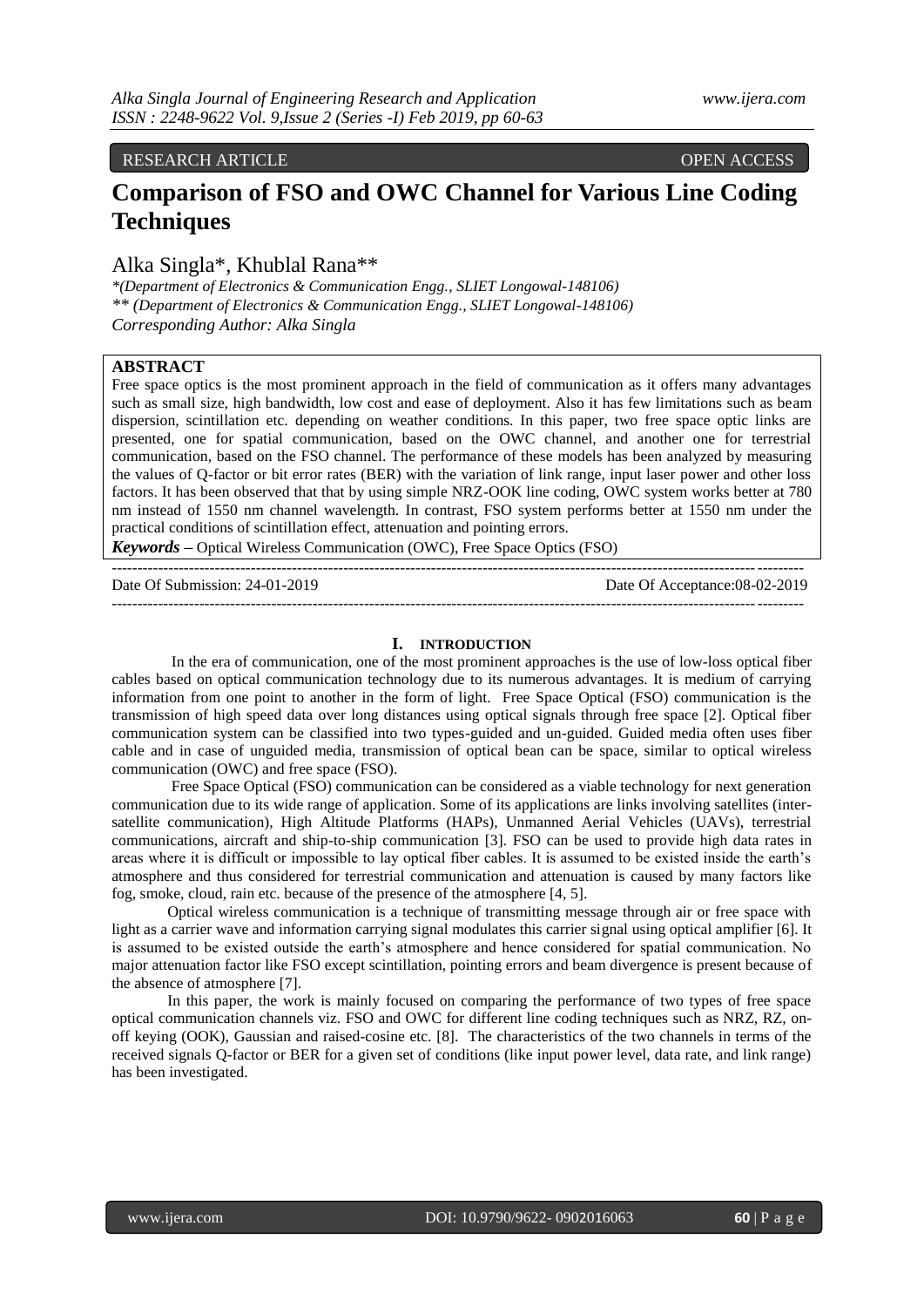RESEARCH ARTICLE OPEN ACCESS

# Comparison of FSO and OWC Channel for Various Line Coding Techniques

Alka Singla*, Khublal Rana**

*(Department of Electronics & Communication Engg., SLIET Longowal-148106)
** (Department of Electronics & Communication Engg., SLIET Longowal-148106)
Corresponding Author: Alka Singla

## ABSTRACT

Free space optics is the most prominent approach in the field of communication as it offers many advantages such as small size, high bandwidth, low cost and ease of deployment. Also it has few limitations such as beam dispersion, scintillation etc. depending on weather conditions. In this paper, two free space optic links are presented, one for spatial communication, based on the OWC channel, and another one for terrestrial communication, based on the FSO channel. The performance of these models has been analyzed by measuring the values of Q-factor or bit error rates (BER) with the variation of link range, input laser power and other loss factors. It has been observed that that by using simple NRZ-OOK line coding, OWC system works better at 780 nm instead of 1550 nm channel wavelength. In contrast, FSO system performs better at 1550 nm under the practical conditions of scintillation effect, attenuation and pointing errors.

***Keywords*** **–** Optical Wireless Communication (OWC), Free Space Optics (FSO)

---

Date Of Submission: 24-01-2019 Date Of Acceptance:08-02-2019

---

## I. INTRODUCTION

In the era of communication, one of the most prominent approaches is the use of low-loss optical fiber cables based on optical communication technology due to its numerous advantages. It is medium of carrying information from one point to another in the form of light. Free Space Optical (FSO) communication is the transmission of high speed data over long distances using optical signals through free space [2]. Optical fiber communication system can be classified into two types-guided and un-guided. Guided media often uses fiber cable and in case of unguided media, transmission of optical bean can be space, similar to optical wireless communication (OWC) and free space (FSO).

Free Space Optical (FSO) communication can be considered as a viable technology for next generation communication due to its wide range of application. Some of its applications are links involving satellites (inter-satellite communication), High Altitude Platforms (HAPs), Unmanned Aerial Vehicles (UAVs), terrestrial communications, aircraft and ship-to-ship communication [3]. FSO can be used to provide high data rates in areas where it is difficult or impossible to lay optical fiber cables. It is assumed to be existed inside the earth's atmosphere and thus considered for terrestrial communication and attenuation is caused by many factors like fog, smoke, cloud, rain etc. because of the presence of the atmosphere [4, 5].

Optical wireless communication is a technique of transmitting message through air or free space with light as a carrier wave and information carrying signal modulates this carrier signal using optical amplifier [6]. It is assumed to be existed outside the earth's atmosphere and hence considered for spatial communication. No major attenuation factor like FSO except scintillation, pointing errors and beam divergence is present because of the absence of atmosphere [7].

In this paper, the work is mainly focused on comparing the performance of two types of free space optical communication channels viz. FSO and OWC for different line coding techniques such as NRZ, RZ, on-off keying (OOK), Gaussian and raised-cosine etc. [8]. The characteristics of the two channels in terms of the received signals Q-factor or BER for a given set of conditions (like input power level, data rate, and link range) has been investigated.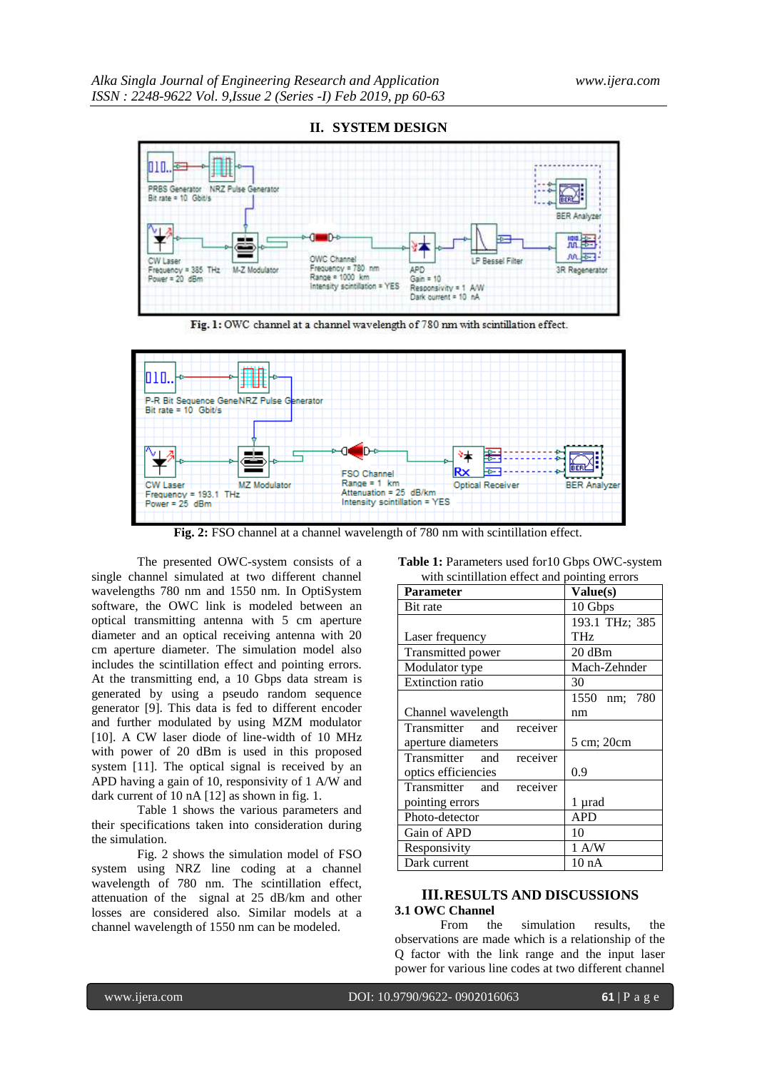## II. SYSTEM DESIGN

Fig. 1: OWC channel at a channel wavelength of 780 nm with scintillation effect.

Fig. 2: FSO channel at a channel wavelength of 780 nm with scintillation effect.

The presented OWC-system consists of a single channel simulated at two different channel wavelengths 780 nm and 1550 nm. In OptiSystem software, the OWC link is modeled between an optical transmitting antenna with 5 cm aperture diameter and an optical receiving antenna with 20 cm aperture diameter. The simulation model also includes the scintillation effect and pointing errors. At the transmitting end, a 10 Gbps data stream is generated by using a pseudo random sequence generator [9]. This data is fed to different encoder and further modulated by using MZM modulator [10]. A CW laser diode of line-width of 10 MHz with power of 20 dBm is used in this proposed system [11]. The optical signal is received by an APD having a gain of 10, responsivity of 1 A/W and dark current of 10 nA [12] as shown in fig. 1.

Table 1 shows the various parameters and their specifications taken into consideration during the simulation.

Fig. 2 shows the simulation model of FSO system using NRZ line coding at a channel wavelength of 780 nm. The scintillation effect, attenuation of the signal at 25 dB/km and other losses are considered also. Similar models at a channel wavelength of 1550 nm can be modeled.

**Table 1:** Parameters used for10 Gbps OWC-system with scintillation effect and pointing errors

| **Parameter** | **Value(s)** |
|---|---|
| Bit rate | 10 Gbps |
| Laser frequency | 193.1 THz; 385 THz |
| Transmitted power | 20 dBm |
| Modulator type | Mach-Zehnder |
| Extinction ratio | 30 |
| Channel wavelength | 1550 nm; 780 nm |
| Transmitter and receiver aperture diameters | 5 cm; 20cm |
| Transmitter and receiver optics efficiencies | 0.9 |
| Transmitter and receiver pointing errors | 1 µrad |
| Photo-detector | APD |
| Gain of APD | 10 |
| Responsivity | 1 A/W |
| Dark current | 10 nA |

## III. RESULTS AND DISCUSSIONS

### 3.1 OWC Channel

From the simulation results, the observations are made which is a relationship of the Q factor with the link range and the input laser power for various line codes at two different channel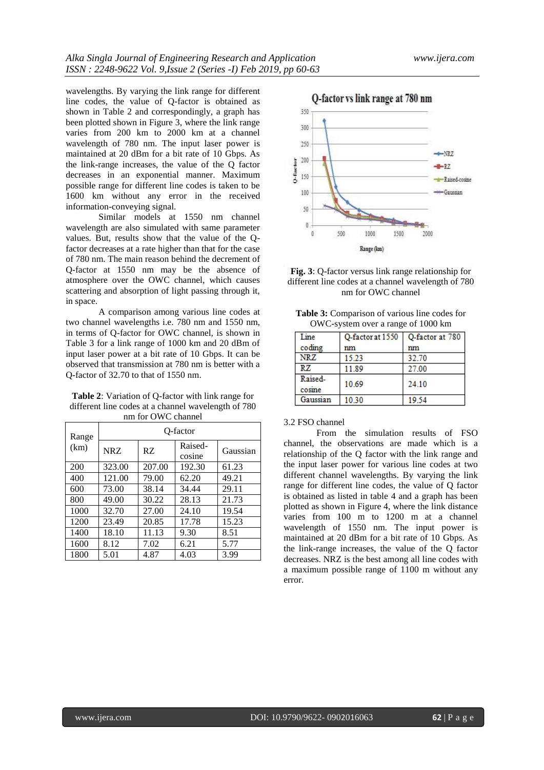wavelengths. By varying the link range for different line codes, the value of Q-factor is obtained as shown in Table 2 and correspondingly, a graph has been plotted shown in Figure 3, where the link range varies from 200 km to 2000 km at a channel wavelength of 780 nm. The input laser power is maintained at 20 dBm for a bit rate of 10 Gbps. As the link-range increases, the value of the Q factor decreases in an exponential manner. Maximum possible range for different line codes is taken to be 1600 km without any error in the received information-conveying signal.

Similar models at 1550 nm channel wavelength are also simulated with same parameter values. But, results show that the value of the Q-factor decreases at a rate higher than that for the case of 780 nm. The main reason behind the decrement of Q-factor at 1550 nm may be the absence of atmosphere over the OWC channel, which causes scattering and absorption of light passing through it, in space.

A comparison among various line codes at two channel wavelengths i.e. 780 nm and 1550 nm, in terms of Q-factor for OWC channel, is shown in Table 3 for a link range of 1000 km and 20 dBm of input laser power at a bit rate of 10 Gbps. It can be observed that transmission at 780 nm is better with a Q-factor of 32.70 to that of 1550 nm.

**Table 2**: Variation of Q-factor with link range for different line codes at a channel wavelength of 780 nm for OWC channel

| Range (km) | Q-factor | | | |
|---|---|---|---|---|
| | NRZ | RZ | Raised-cosine | Gaussian |
| 200 | 323.00 | 207.00 | 192.30 | 61.23 |
| 400 | 121.00 | 79.00 | 62.20 | 49.21 |
| 600 | 73.00 | 38.14 | 34.44 | 29.11 |
| 800 | 49.00 | 30.22 | 28.13 | 21.73 |
| 1000 | 32.70 | 27.00 | 24.10 | 19.54 |
| 1200 | 23.49 | 20.85 | 17.78 | 15.23 |
| 1400 | 18.10 | 11.13 | 9.30 | 8.51 |
| 1600 | 8.12 | 7.02 | 6.21 | 5.77 |
| 1800 | 5.01 | 4.87 | 4.03 | 3.99 |

**Fig. 3**: Q-factor versus link range relationship for different line codes at a channel wavelength of 780 nm for OWC channel

**Table 3:** Comparison of various line codes for OWC-system over a range of 1000 km

| Line coding | Q-factor at 1550 nm | Q-factor at 780 nm |
|---|---|---|
| NRZ | 15.23 | 32.70 |
| RZ | 11.89 | 27.00 |
| Raised-cosine | 10.69 | 24.10 |
| Gaussian | 10.30 | 19.54 |

3.2 FSO channel

From the simulation results of FSO channel, the observations are made which is a relationship of the Q factor with the link range and the input laser power for various line codes at two different channel wavelengths. By varying the link range for different line codes, the value of Q factor is obtained as listed in table 4 and a graph has been plotted as shown in Figure 4, where the link distance varies from 100 m to 1200 m at a channel wavelength of 1550 nm. The input power is maintained at 20 dBm for a bit rate of 10 Gbps. As the link-range increases, the value of the Q factor decreases. NRZ is the best among all line codes with a maximum possible range of 1100 m without any error.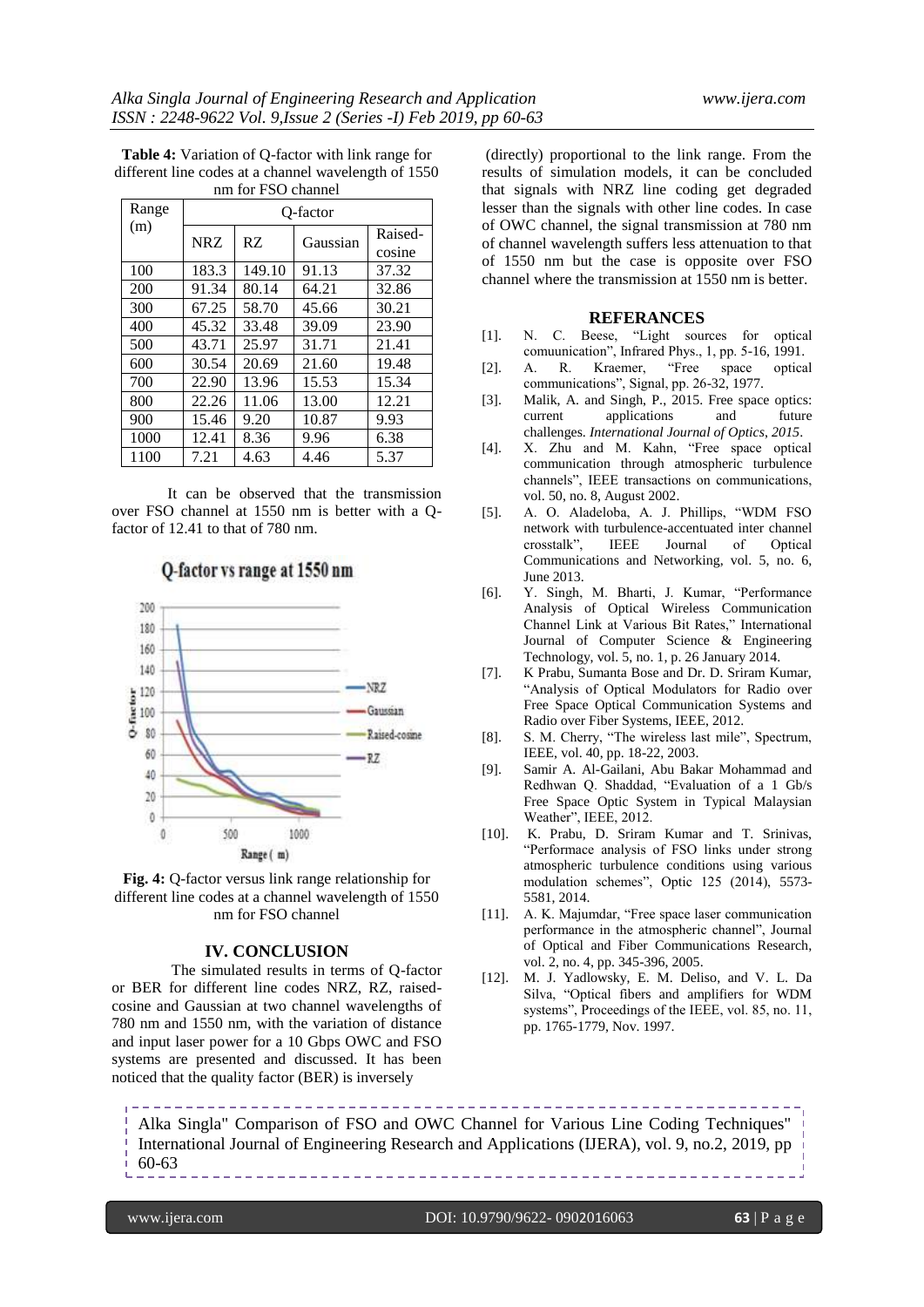**Table 4:** Variation of Q-factor with link range for different line codes at a channel wavelength of 1550 nm for FSO channel

| Range (m) | Q-factor | | | |
|---|---|---|---|---|
| | NRZ | RZ | Gaussian | Raised-cosine |
| 100 | 183.3 | 149.10 | 91.13 | 37.32 |
| 200 | 91.34 | 80.14 | 64.21 | 32.86 |
| 300 | 67.25 | 58.70 | 45.66 | 30.21 |
| 400 | 45.32 | 33.48 | 39.09 | 23.90 |
| 500 | 43.71 | 25.97 | 31.71 | 21.41 |
| 600 | 30.54 | 20.69 | 21.60 | 19.48 |
| 700 | 22.90 | 13.96 | 15.53 | 15.34 |
| 800 | 22.26 | 11.06 | 13.00 | 12.21 |
| 900 | 15.46 | 9.20 | 10.87 | 9.93 |
| 1000 | 12.41 | 8.36 | 9.96 | 6.38 |
| 1100 | 7.21 | 4.63 | 4.46 | 5.37 |

It can be observed that the transmission over FSO channel at 1550 nm is better with a Q-factor of 12.41 to that of 780 nm.

Q-factor vs range at 1550 nm

Q-factor

200
180
160
140
120
100
80
60
40
20
0

0
500
1000

Range ( m)

NRZ
Gaussian
Raised-cosine
RZ

**Fig. 4:** Q-factor versus link range relationship for different line codes at a channel wavelength of 1550 nm for FSO channel

## IV. CONCLUSION

The simulated results in terms of Q-factor or BER for different line codes NRZ, RZ, raised-cosine and Gaussian at two channel wavelengths of 780 nm and 1550 nm, with the variation of distance and input laser power for a 10 Gbps OWC and FSO systems are presented and discussed. It has been noticed that the quality factor (BER) is inversely (directly) proportional to the link range. From the results of simulation models, it can be concluded that signals with NRZ line coding get degraded lesser than the signals with other line codes. In case of OWC channel, the signal transmission at 780 nm of channel wavelength suffers less attenuation to that of 1550 nm but the case is opposite over FSO channel where the transmission at 1550 nm is better.

## REFERANCES

[1]. N. C. Beese, "Light sources for optical comuunication", Infrared Phys., 1, pp. 5-16, 1991.

[2]. A. R. Kraemer, "Free space optical communications", Signal, pp. 26-32, 1977.

[3]. Malik, A. and Singh, P., 2015. Free space optics: current applications and future challenges. *International Journal of Optics*, *2015*.

[4]. X. Zhu and M. Kahn, "Free space optical communication through atmospheric turbulence channels", IEEE transactions on communications, vol. 50, no. 8, August 2002.

[5]. A. O. Aladeloba, A. J. Phillips, "WDM FSO network with turbulence-accentuated inter channel crosstalk", IEEE Journal of Optical Communications and Networking, vol. 5, no. 6, June 2013.

[6]. Y. Singh, M. Bharti, J. Kumar, "Performance Analysis of Optical Wireless Communication Channel Link at Various Bit Rates," International Journal of Computer Science & Engineering Technology, vol. 5, no. 1, p. 26 January 2014.

[7]. K Prabu, Sumanta Bose and Dr. D. Sriram Kumar, "Analysis of Optical Modulators for Radio over Free Space Optical Communication Systems and Radio over Fiber Systems, IEEE, 2012.

[8]. S. M. Cherry, "The wireless last mile", Spectrum, IEEE, vol. 40, pp. 18-22, 2003.

[9]. Samir A. Al-Gailani, Abu Bakar Mohammad and Redhwan Q. Shaddad, "Evaluation of a 1 Gb/s Free Space Optic System in Typical Malaysian Weather", IEEE, 2012.

[10]. K. Prabu, D. Sriram Kumar and T. Srinivas, "Performace analysis of FSO links under strong atmospheric turbulence conditions using various modulation schemes", Optic 125 (2014), 5573-5581, 2014.

[11]. A. K. Majumdar, "Free space laser communication performance in the atmospheric channel", Journal of Optical and Fiber Communications Research, vol. 2, no. 4, pp. 345-396, 2005.

[12]. M. J. Yadlowsky, E. M. Deliso, and V. L. Da Silva, "Optical fibers and amplifiers for WDM systems", Proceedings of the IEEE, vol. 85, no. 11, pp. 1765-1779, Nov. 1997.

Alka Singla" Comparison of FSO and OWC Channel for Various Line Coding Techniques" International Journal of Engineering Research and Applications (IJERA), vol. 9, no.2, 2019, pp 60-63